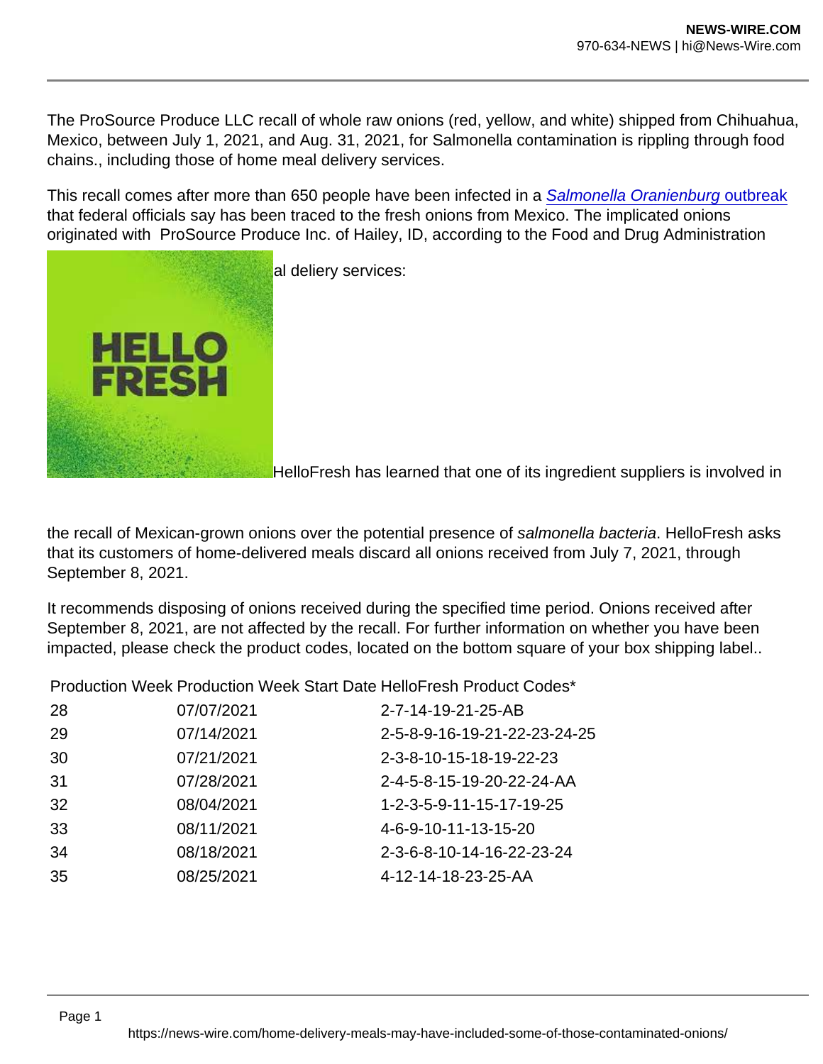The ProSource Produce LLC recall of whole raw onions (red, yellow, and white) shipped from Chihuahua, Mexico, between July 1, 2021, and Aug. 31, 2021, for Salmonella contamination is rippling through food chains., including those of home meal delivery services.

This recall comes after more than 650 people have been infected in a *Salmonella Oranienburg* outbreak that federal officials say has been traced to the fresh onions from Mexico. The implicated onions originated with ProSource Produce Inc. of Hailey, ID, according to the Food and Drug Administration

al deliery services:

HelloFresh has learned that one of its ingredient suppliers is involved in the recall of Mexican-grown onions over the potential presence of *salmonella bacteria*. HelloFresh asks that its customers of home-delivered meals discard all onions received from July 7, 2021, through September 8, 2021.

It recommends disposing of onions received during the specified time period. Onions received after September 8, 2021, are not affected by the recall. For further information on whether you have been impacted, please check the product codes, located on the bottom square of your box shipping label..

| Production Week | Production Week Start Date | HelloFresh Product Codes* |
|---|---|---|
| 28 | 07/07/2021 | 2-7-14-19-21-25-AB |
| 29 | 07/14/2021 | 2-5-8-9-16-19-21-22-23-24-25 |
| 30 | 07/21/2021 | 2-3-8-10-15-18-19-22-23 |
| 31 | 07/28/2021 | 2-4-5-8-15-19-20-22-24-AA |
| 32 | 08/04/2021 | 1-2-3-5-9-11-15-17-19-25 |
| 33 | 08/11/2021 | 4-6-9-10-11-13-15-20 |
| 34 | 08/18/2021 | 2-3-6-8-10-14-16-22-23-24 |
| 35 | 08/25/2021 | 4-12-14-18-23-25-AA |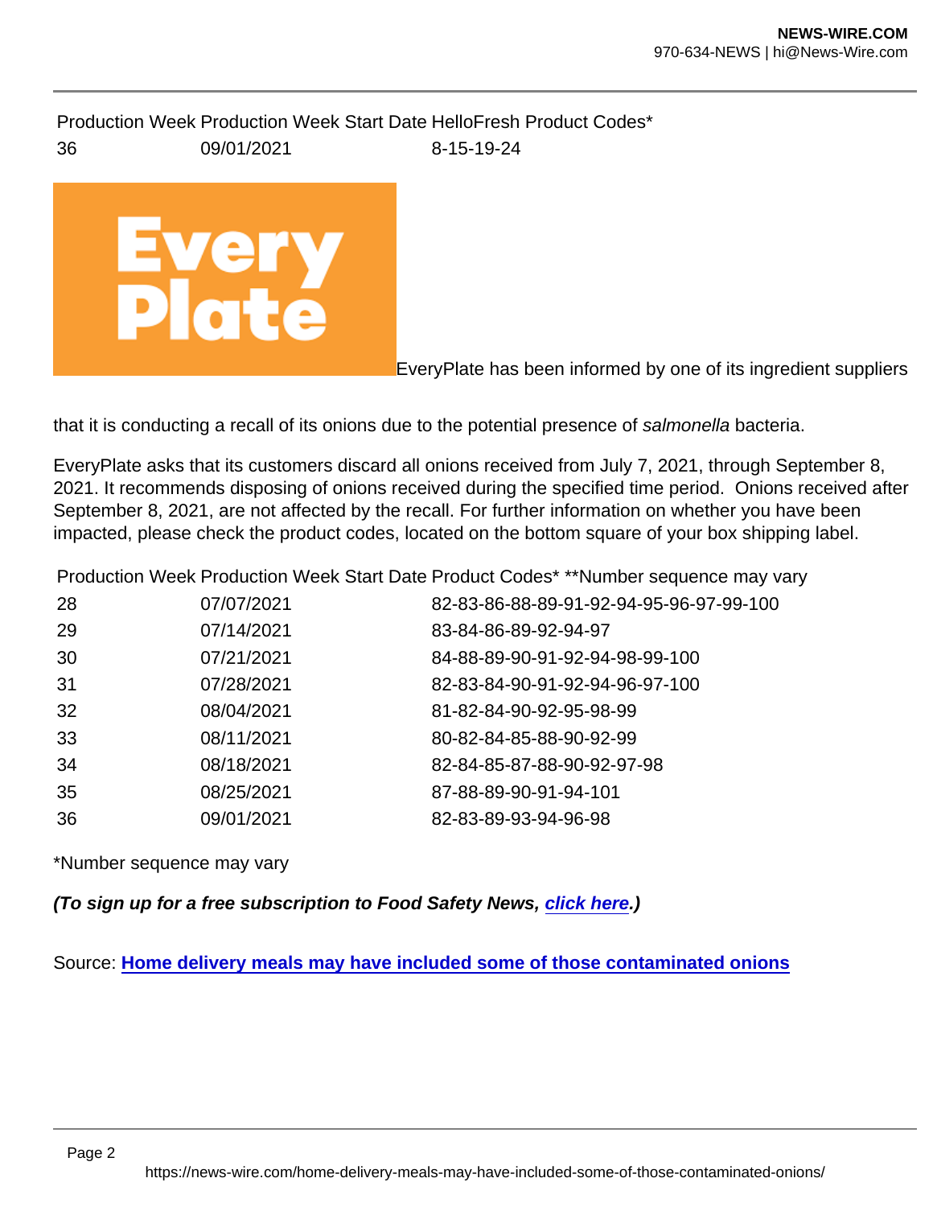| Production Week | Production Week Start Date | HelloFresh Product Codes* |
|---|---|---|
| 36 | 09/01/2021 | 8-15-19-24 |

EveryPlate has been informed by one of its ingredient suppliers that it is conducting a recall of its onions due to the potential presence of *salmonella* bacteria.

EveryPlate asks that its customers discard all onions received from July 7, 2021, through September 8, 2021. It recommends disposing of onions received during the specified time period. Onions received after September 8, 2021, are not affected by the recall. For further information on whether you have been impacted, please check the product codes, located on the bottom square of your box shipping label.

| Production Week | Production Week Start Date | Product Codes* **Number sequence may vary |
|---|---|---|
| 28 | 07/07/2021 | 82-83-86-88-89-91-92-94-95-96-97-99-100 |
| 29 | 07/14/2021 | 83-84-86-89-92-94-97 |
| 30 | 07/21/2021 | 84-88-89-90-91-92-94-98-99-100 |
| 31 | 07/28/2021 | 82-83-84-90-91-92-94-96-97-100 |
| 32 | 08/04/2021 | 81-82-84-90-92-95-98-99 |
| 33 | 08/11/2021 | 80-82-84-85-88-90-92-99 |
| 34 | 08/18/2021 | 82-84-85-87-88-90-92-97-98 |
| 35 | 08/25/2021 | 87-88-89-90-91-94-101 |
| 36 | 09/01/2021 | 82-83-89-93-94-96-98 |

*Number sequence may vary

***(To sign up for a free subscription to Food Safety News, click here.)***

Source: **Home delivery meals may have included some of those contaminated onions**